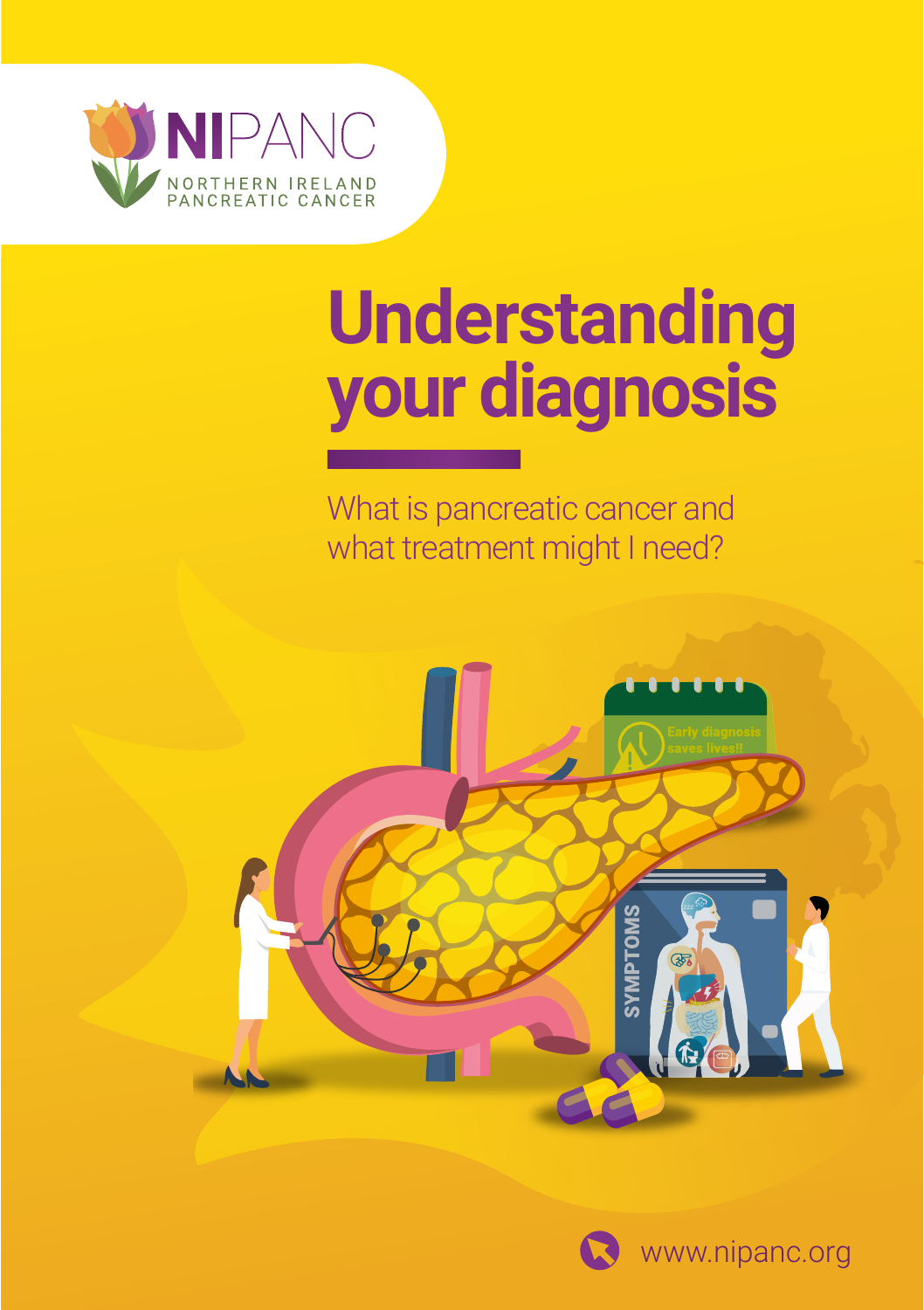NIPANC

NORTHERN IRELAND PANCREATIC CANCER

# Understanding your diagnosis

What is pancreatic cancer and what treatment might I need?

www.nipanc.org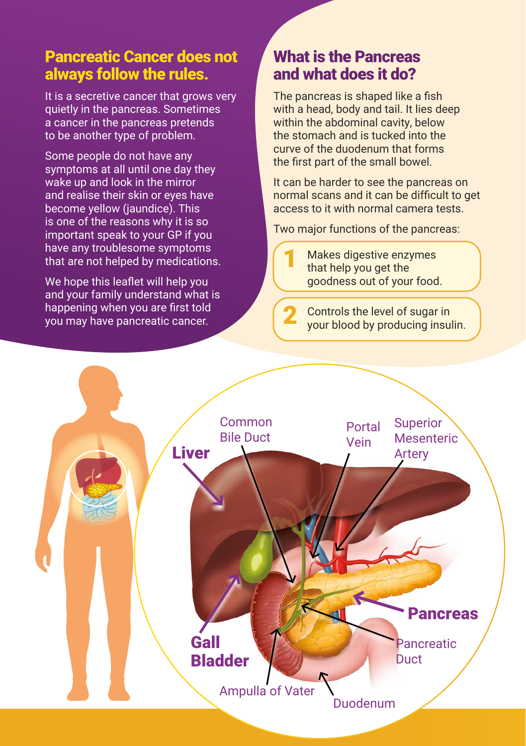## Pancreatic Cancer does not always follow the rules.

It is a secretive cancer that grows very quietly in the pancreas. Sometimes a cancer in the pancreas pretends to be another type of problem.

Some people do not have any symptoms at all until one day they wake up and look in the mirror and realise their skin or eyes have become yellow (jaundice). This is one of the reasons why it is so important speak to your GP if you have any troublesome symptoms that are not helped by medications.

We hope this leaflet will help you and your family understand what is happening when you are first told you may have pancreatic cancer.

## What is the Pancreas and what does it do?

The pancreas is shaped like a fish with a head, body and tail. It lies deep within the abdominal cavity, below the stomach and is tucked into the curve of the duodenum that forms the first part of the small bowel.

It can be harder to see the pancreas on normal scans and it can be difficult to get access to it with normal camera tests.

Two major functions of the pancreas:

1. Makes digestive enzymes that help you get the goodness out of your food.
2. Controls the level of sugar in your blood by producing insulin.

Liver

Common Bile Duct

Portal Vein

Superior Mesenteric Artery

Pancreas

Pancreatic Duct

Gall Bladder

Ampulla of Vater

Duodenum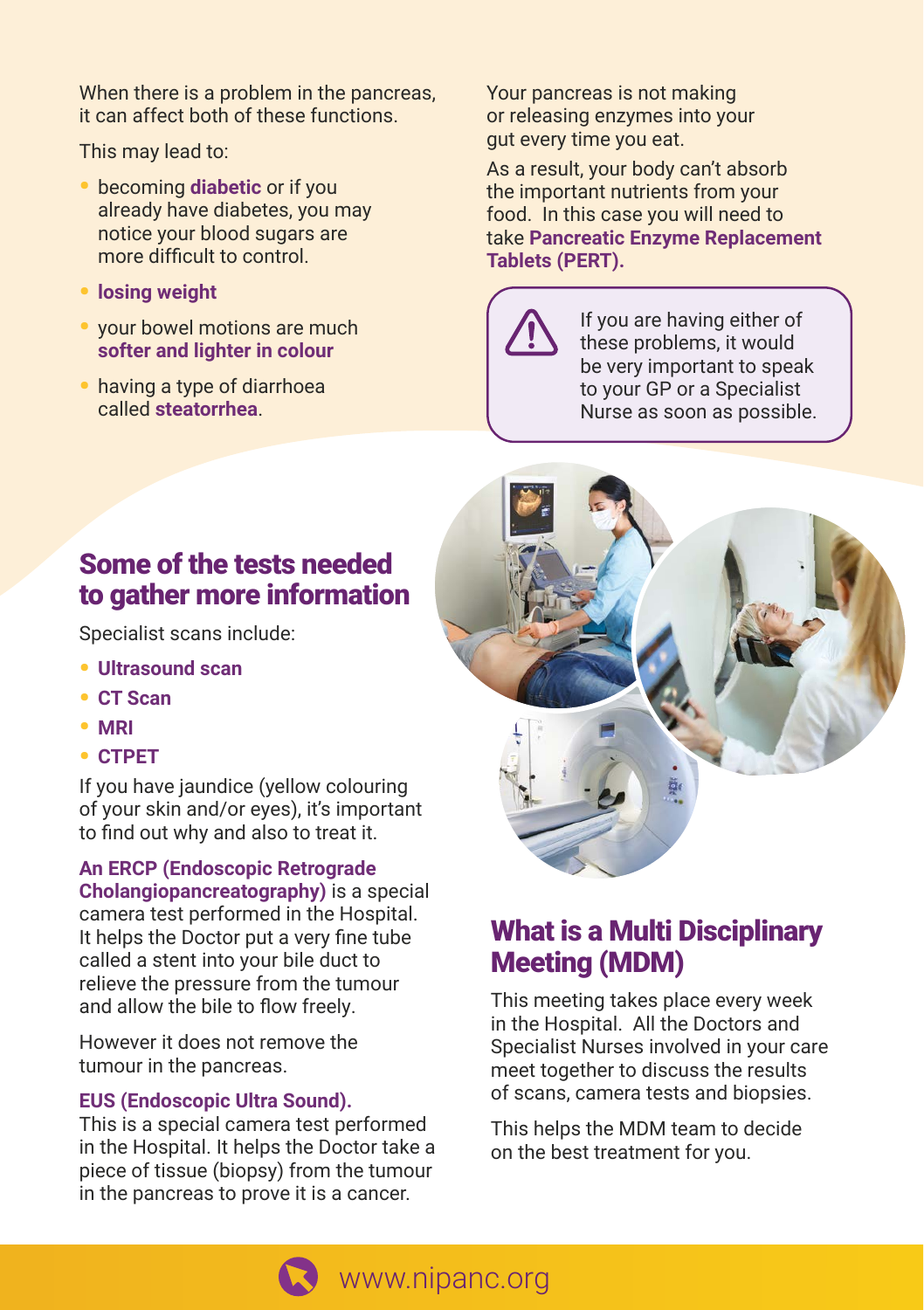When there is a problem in the pancreas, it can affect both of these functions.

This may lead to:

- becoming **diabetic** or if you already have diabetes, you may notice your blood sugars are more difficult to control.
- **losing weight**
- your bowel motions are much **softer and lighter in colour**
- having a type of diarrhoea called **steatorrhea**.

Your pancreas is not making or releasing enzymes into your gut every time you eat.

As a result, your body can't absorb the important nutrients from your food. In this case you will need to take **Pancreatic Enzyme Replacement Tablets (PERT).**

> If you are having either of these problems, it would be very important to speak to your GP or a Specialist Nurse as soon as possible.

## Some of the tests needed to gather more information

Specialist scans include:

- **Ultrasound scan**
- **CT Scan**
- **MRI**
- **CTPET**

If you have jaundice (yellow colouring of your skin and/or eyes), it's important to find out why and also to treat it.

**An ERCP (Endoscopic Retrograde Cholangiopancreatography)** is a special camera test performed in the Hospital. It helps the Doctor put a very fine tube called a stent into your bile duct to relieve the pressure from the tumour and allow the bile to flow freely.

However it does not remove the tumour in the pancreas.

**EUS (Endoscopic Ultra Sound).**
This is a special camera test performed in the Hospital. It helps the Doctor take a piece of tissue (biopsy) from the tumour in the pancreas to prove it is a cancer.

## What is a Multi Disciplinary Meeting (MDM)

This meeting takes place every week in the Hospital. All the Doctors and Specialist Nurses involved in your care meet together to discuss the results of scans, camera tests and biopsies.

This helps the MDM team to decide on the best treatment for you.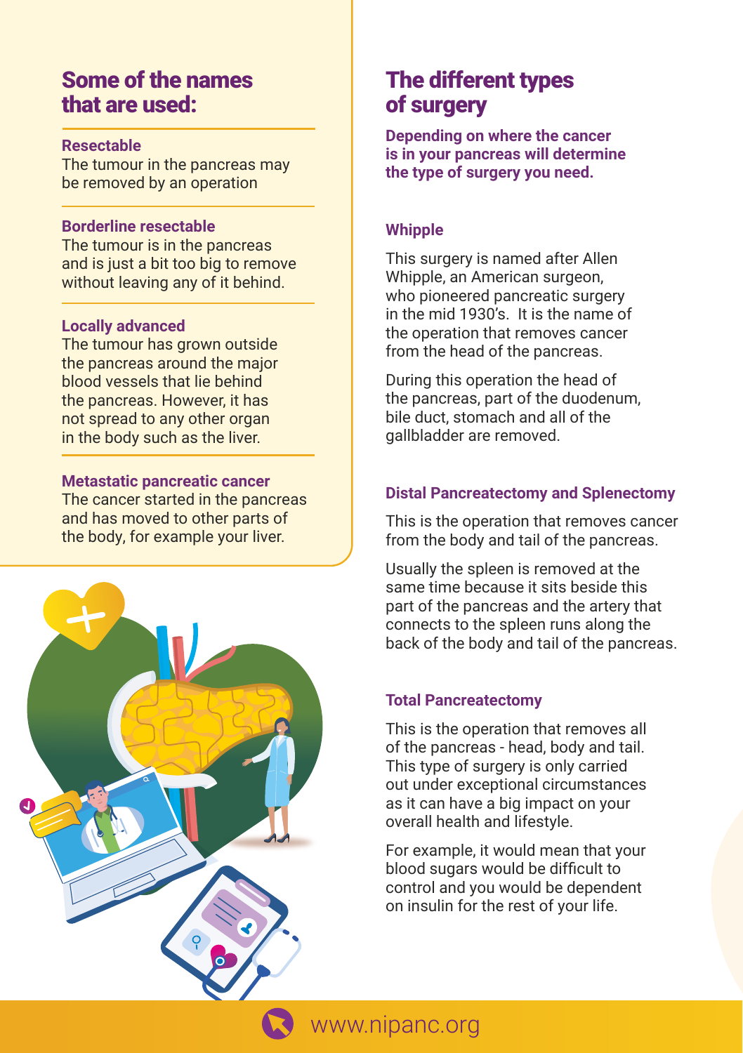## Some of the names that are used:

**Resectable**
The tumour in the pancreas may be removed by an operation

**Borderline resectable**
The tumour is in the pancreas and is just a bit too big to remove without leaving any of it behind.

**Locally advanced**
The tumour has grown outside the pancreas around the major blood vessels that lie behind the pancreas. However, it has not spread to any other organ in the body such as the liver.

**Metastatic pancreatic cancer**
The cancer started in the pancreas and has moved to other parts of the body, for example your liver.

## The different types of surgery

**Depending on where the cancer is in your pancreas will determine the type of surgery you need.**

### Whipple

This surgery is named after Allen Whipple, an American surgeon, who pioneered pancreatic surgery in the mid 1930's. It is the name of the operation that removes cancer from the head of the pancreas.

During this operation the head of the pancreas, part of the duodenum, bile duct, stomach and all of the gallbladder are removed.

### Distal Pancreatectomy and Splenectomy

This is the operation that removes cancer from the body and tail of the pancreas.

Usually the spleen is removed at the same time because it sits beside this part of the pancreas and the artery that connects to the spleen runs along the back of the body and tail of the pancreas.

### Total Pancreatectomy

This is the operation that removes all of the pancreas - head, body and tail. This type of surgery is only carried out under exceptional circumstances as it can have a big impact on your overall health and lifestyle.

For example, it would mean that your blood sugars would be difficult to control and you would be dependent on insulin for the rest of your life.

www.nipanc.org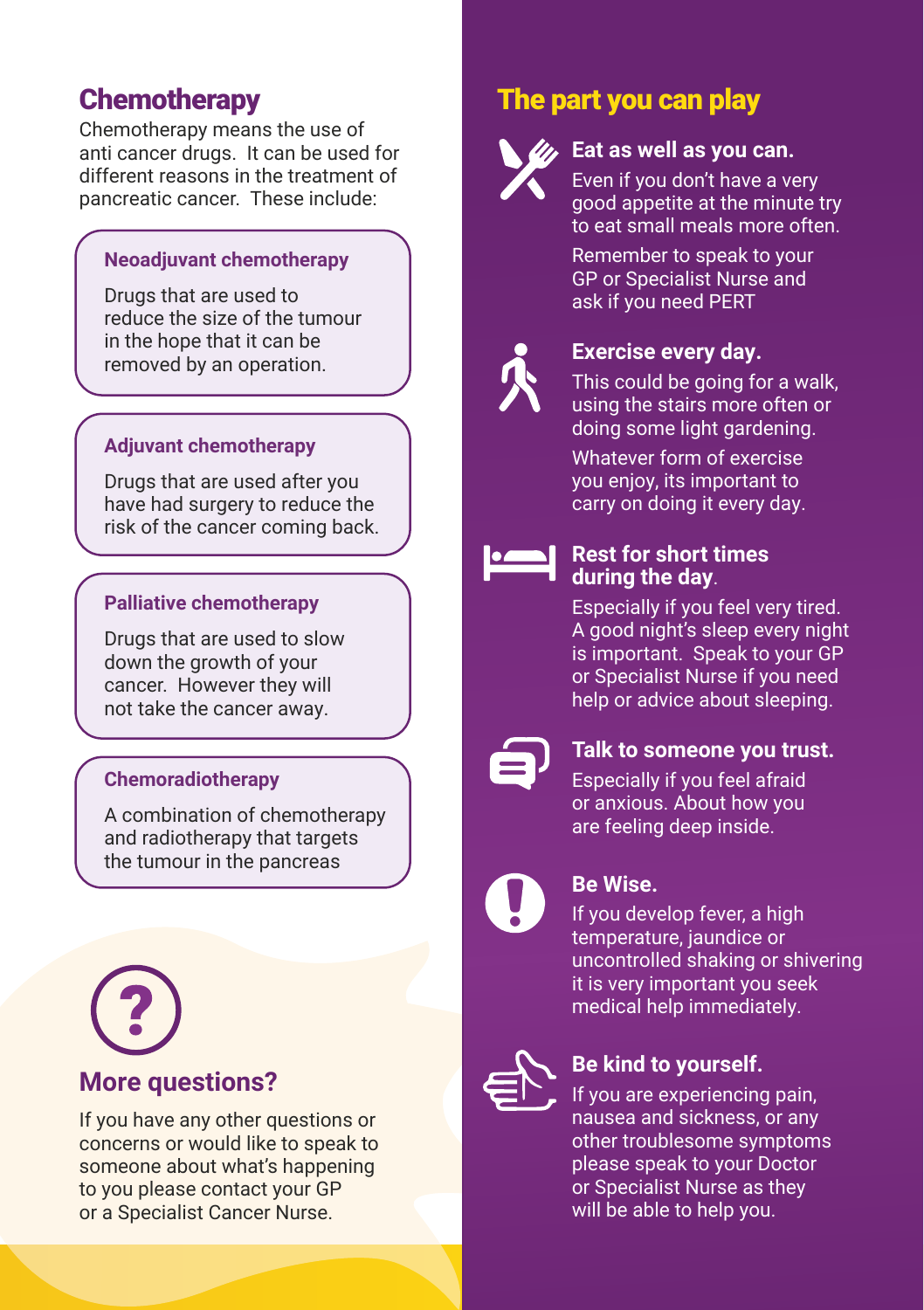## Chemotherapy

Chemotherapy means the use of anti cancer drugs. It can be used for different reasons in the treatment of pancreatic cancer. These include:

### Neoadjuvant chemotherapy

Drugs that are used to reduce the size of the tumour in the hope that it can be removed by an operation.

### Adjuvant chemotherapy

Drugs that are used after you have had surgery to reduce the risk of the cancer coming back.

### Palliative chemotherapy

Drugs that are used to slow down the growth of your cancer. However they will not take the cancer away.

### Chemoradiotherapy

A combination of chemotherapy and radiotherapy that targets the tumour in the pancreas

## More questions?

If you have any other questions or concerns or would like to speak to someone about what's happening to you please contact your GP or a Specialist Cancer Nurse.

## The part you can play

### Eat as well as you can.

Even if you don't have a very good appetite at the minute try to eat small meals more often.

Remember to speak to your GP or Specialist Nurse and ask if you need PERT

### Exercise every day.

This could be going for a walk, using the stairs more often or doing some light gardening.

Whatever form of exercise you enjoy, its important to carry on doing it every day.

### Rest for short times during the day.

Especially if you feel very tired. A good night's sleep every night is important. Speak to your GP or Specialist Nurse if you need help or advice about sleeping.

### Talk to someone you trust.

Especially if you feel afraid or anxious. About how you are feeling deep inside.

### Be Wise.

If you develop fever, a high temperature, jaundice or uncontrolled shaking or shivering it is very important you seek medical help immediately.

### Be kind to yourself.

If you are experiencing pain, nausea and sickness, or any other troublesome symptoms please speak to your Doctor or Specialist Nurse as they will be able to help you.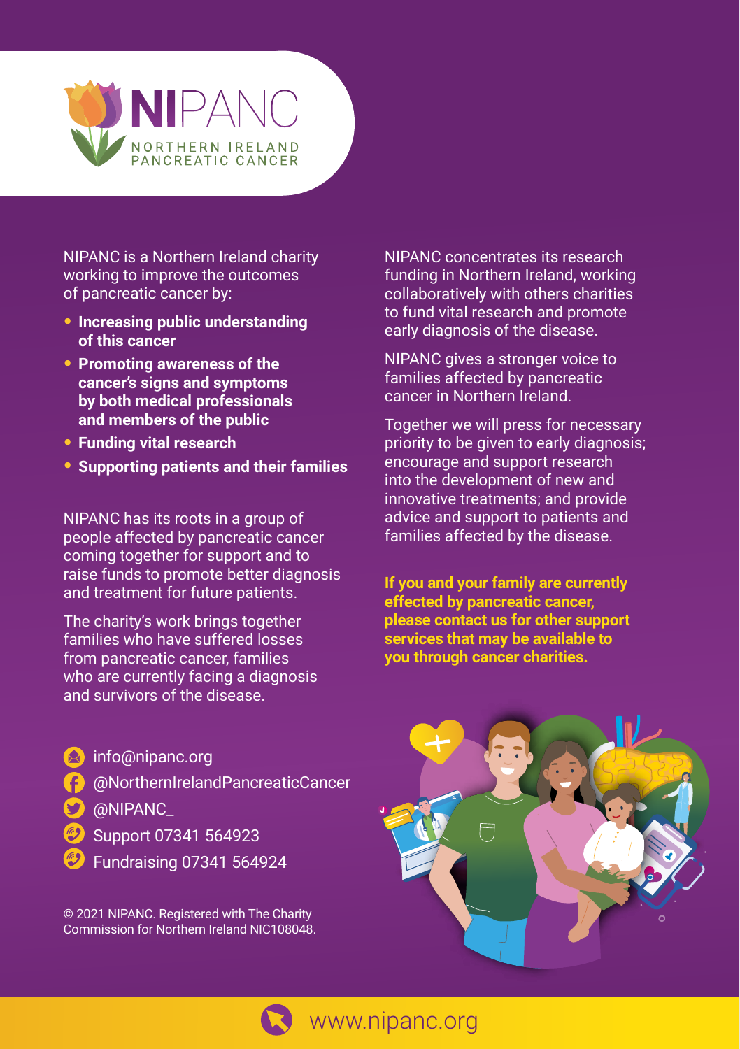# NIPANC

NORTHERN IRELAND PANCREATIC CANCER

NIPANC is a Northern Ireland charity working to improve the outcomes of pancreatic cancer by:

- **Increasing public understanding of this cancer**
- **Promoting awareness of the cancer's signs and symptoms by both medical professionals and members of the public**
- **Funding vital research**
- **Supporting patients and their families**

NIPANC has its roots in a group of people affected by pancreatic cancer coming together for support and to raise funds to promote better diagnosis and treatment for future patients.

The charity's work brings together families who have suffered losses from pancreatic cancer, families who are currently facing a diagnosis and survivors of the disease.

NIPANC concentrates its research funding in Northern Ireland, working collaboratively with others charities to fund vital research and promote early diagnosis of the disease.

NIPANC gives a stronger voice to families affected by pancreatic cancer in Northern Ireland.

Together we will press for necessary priority to be given to early diagnosis; encourage and support research into the development of new and innovative treatments; and provide advice and support to patients and families affected by the disease.

**If you and your family are currently effected by pancreatic cancer, please contact us for other support services that may be available to you through cancer charities.**

info@nipanc.org

@NorthernIrelandPancreaticCancer

@NIPANC_

Support 07341 564923

Fundraising 07341 564924

© 2021 NIPANC. Registered with The Charity Commission for Northern Ireland NIC108048.

www.nipanc.org